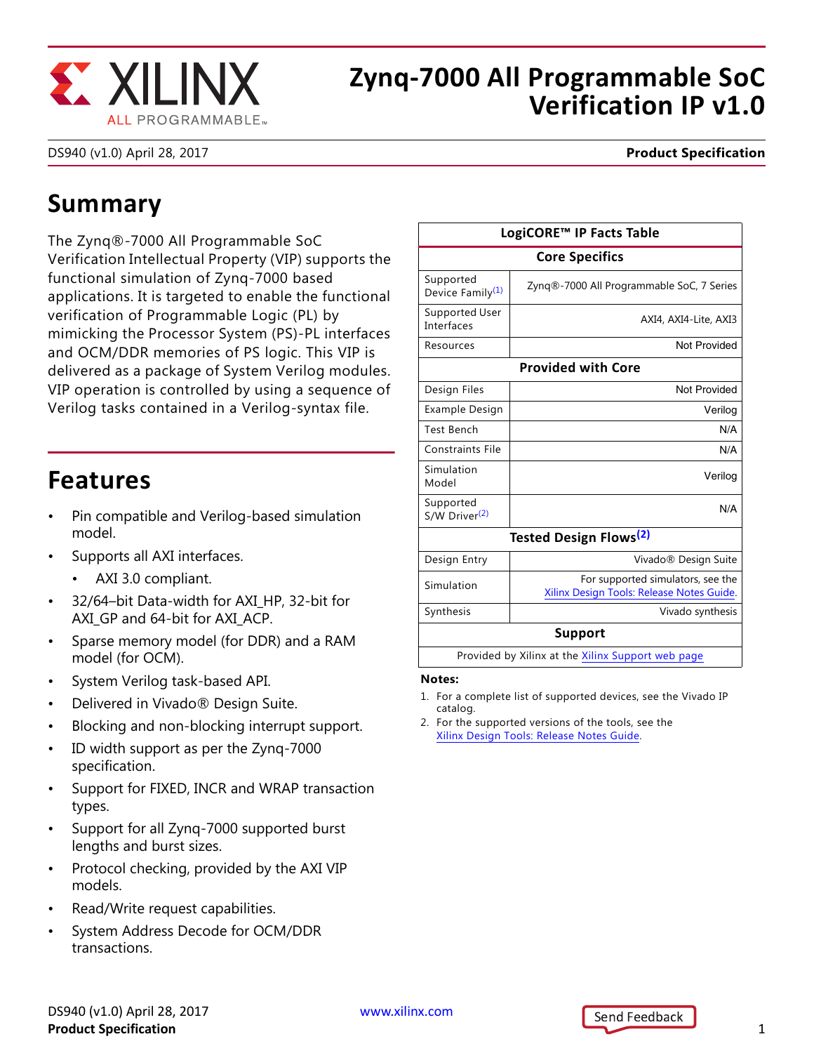# Zynq-7000 All Programmable SoC Verification IP v1.0

DS940 (v1.0) April 28, 2017 **Product Specification**

## Summary

The Zynq®-7000 All Programmable SoC Verification Intellectual Property (VIP) supports the functional simulation of Zynq-7000 based applications. It is targeted to enable the functional verification of Programmable Logic (PL) by mimicking the Processor System (PS)-PL interfaces and OCM/DDR memories of PS logic. This VIP is delivered as a package of System Verilog modules. VIP operation is controlled by using a sequence of Verilog tasks contained in a Verilog-syntax file.

## Features

- Pin compatible and Verilog-based simulation model.
- Supports all AXI interfaces.
  - AXI 3.0 compliant.
- 32/64–bit Data-width for AXI_HP, 32-bit for AXI_GP and 64-bit for AXI_ACP.
- Sparse memory model (for DDR) and a RAM model (for OCM).
- System Verilog task-based API.
- Delivered in Vivado® Design Suite.
- Blocking and non-blocking interrupt support.
- ID width support as per the Zynq-7000 specification.
- Support for FIXED, INCR and WRAP transaction types.
- Support for all Zynq-7000 supported burst lengths and burst sizes.
- Protocol checking, provided by the AXI VIP models.
- Read/Write request capabilities.
- System Address Decode for OCM/DDR transactions.

| LogiCORE™ IP Facts Table | |
|---|---|
| **Core Specifics** | |
| Supported Device Family[1] | Zynq®-7000 All Programmable SoC, 7 Series |
| Supported User Interfaces | AXI4, AXI4-Lite, AXI3 |
| Resources | Not Provided |
| **Provided with Core** | |
| Design Files | Not Provided |
| Example Design | Verilog |
| Test Bench | N/A |
| Constraints File | N/A |
| Simulation Model | Verilog |
| Supported S/W Driver[2] | N/A |
| **Tested Design Flows[2]** | |
| Design Entry | Vivado® Design Suite |
| Simulation | For supported simulators, see the Xilinx Design Tools: Release Notes Guide. |
| Synthesis | Vivado synthesis |
| **Support** | |
| Provided by Xilinx at the Xilinx Support web page | |

**Notes:**

1. For a complete list of supported devices, see the Vivado IP catalog.
2. For the supported versions of the tools, see the Xilinx Design Tools: Release Notes Guide.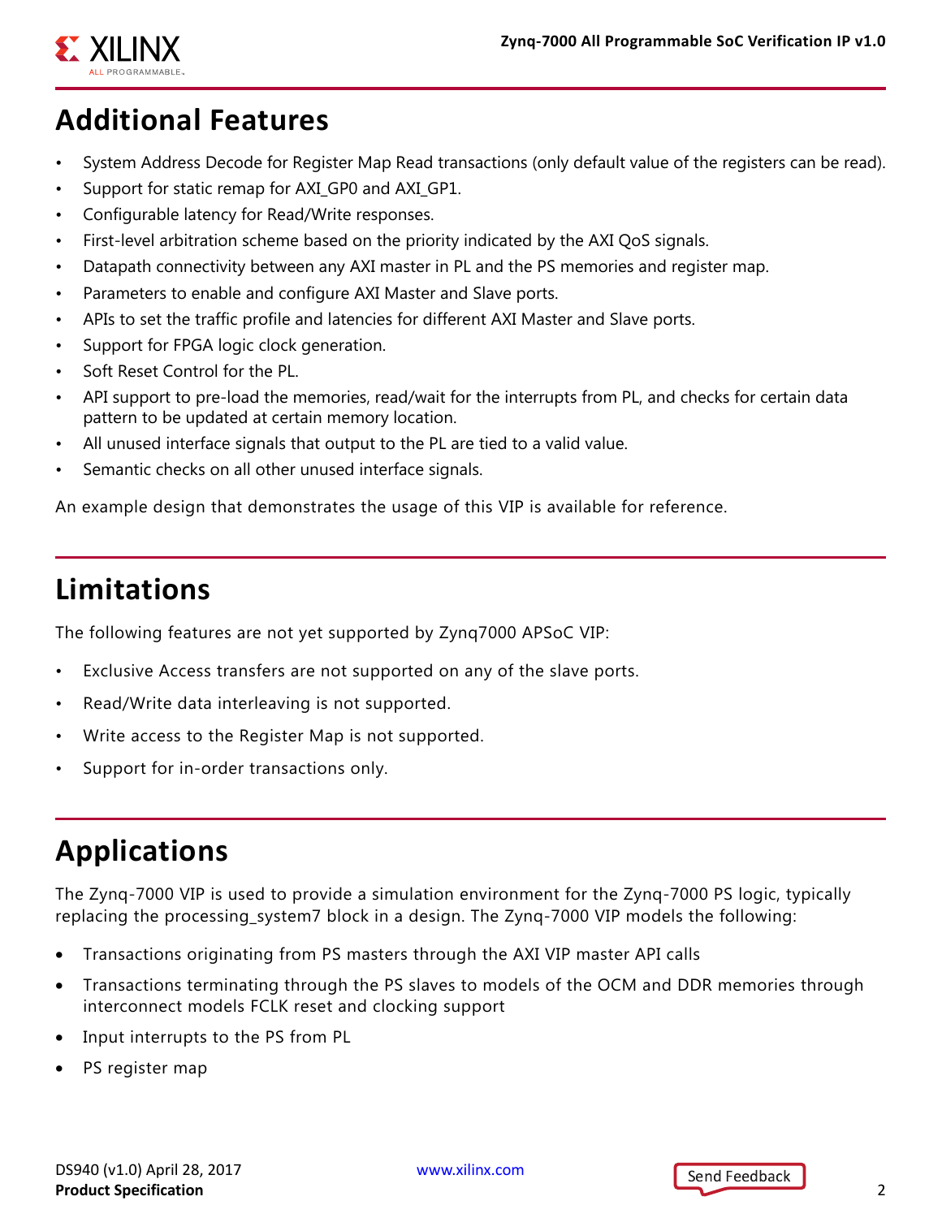## Additional Features

- System Address Decode for Register Map Read transactions (only default value of the registers can be read).
- Support for static remap for AXI_GP0 and AXI_GP1.
- Configurable latency for Read/Write responses.
- First-level arbitration scheme based on the priority indicated by the AXI QoS signals.
- Datapath connectivity between any AXI master in PL and the PS memories and register map.
- Parameters to enable and configure AXI Master and Slave ports.
- APIs to set the traffic profile and latencies for different AXI Master and Slave ports.
- Support for FPGA logic clock generation.
- Soft Reset Control for the PL.
- API support to pre-load the memories, read/wait for the interrupts from PL, and checks for certain data pattern to be updated at certain memory location.
- All unused interface signals that output to the PL are tied to a valid value.
- Semantic checks on all other unused interface signals.

An example design that demonstrates the usage of this VIP is available for reference.

## Limitations

The following features are not yet supported by Zynq7000 APSoC VIP:

- Exclusive Access transfers are not supported on any of the slave ports.
- Read/Write data interleaving is not supported.
- Write access to the Register Map is not supported.
- Support for in-order transactions only.

## Applications

The Zynq-7000 VIP is used to provide a simulation environment for the Zynq-7000 PS logic, typically replacing the processing_system7 block in a design. The Zynq-7000 VIP models the following:

- Transactions originating from PS masters through the AXI VIP master API calls
- Transactions terminating through the PS slaves to models of the OCM and DDR memories through interconnect models FCLK reset and clocking support
- Input interrupts to the PS from PL
- PS register map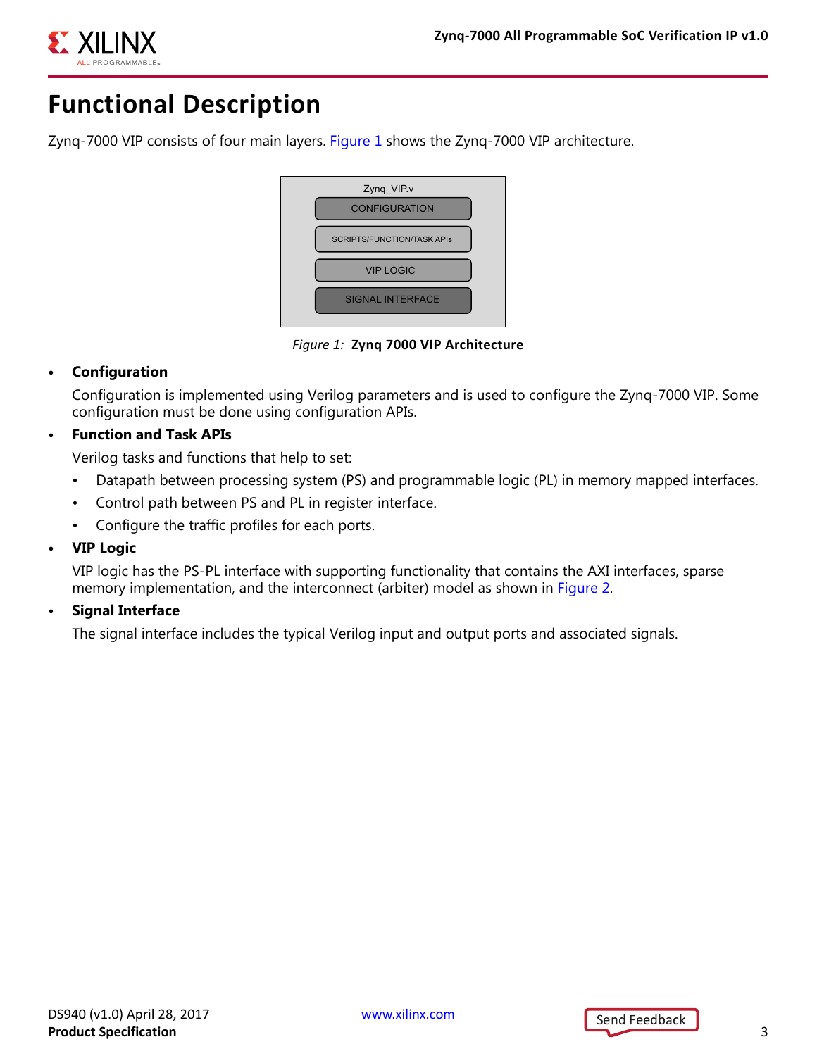# Functional Description

Zynq-7000 VIP consists of four main layers. Figure 1 shows the Zynq-7000 VIP architecture.

Zynq_VIP.v

CONFIGURATION

SCRIPTS/FUNCTION/TASK APIs

VIP LOGIC

SIGNAL INTERFACE

*Figure 1:* **Zynq 7000 VIP Architecture**

- **Configuration**

  Configuration is implemented using Verilog parameters and is used to configure the Zynq-7000 VIP. Some configuration must be done using configuration APIs.

- **Function and Task APIs**

  Verilog tasks and functions that help to set:

  - Datapath between processing system (PS) and programmable logic (PL) in memory mapped interfaces.
  - Control path between PS and PL in register interface.
  - Configure the traffic profiles for each ports.

- **VIP Logic**

  VIP logic has the PS-PL interface with supporting functionality that contains the AXI interfaces, sparse memory implementation, and the interconnect (arbiter) model as shown in Figure 2.

- **Signal Interface**

  The signal interface includes the typical Verilog input and output ports and associated signals.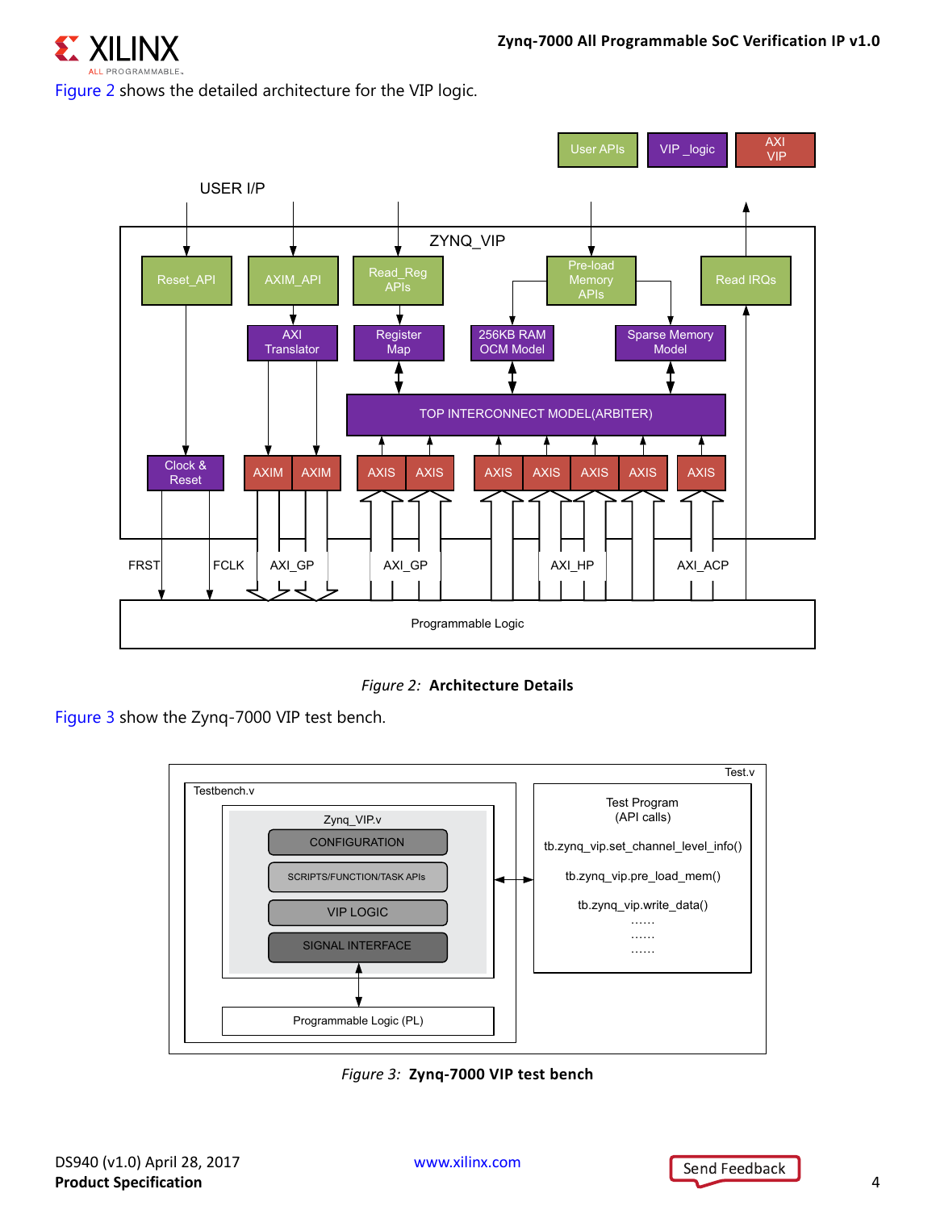Figure 2 shows the detailed architecture for the VIP logic.

*Figure 2:* **Architecture Details**

Figure 3 show the Zynq-7000 VIP test bench.

*Figure 3:* **Zynq-7000 VIP test bench**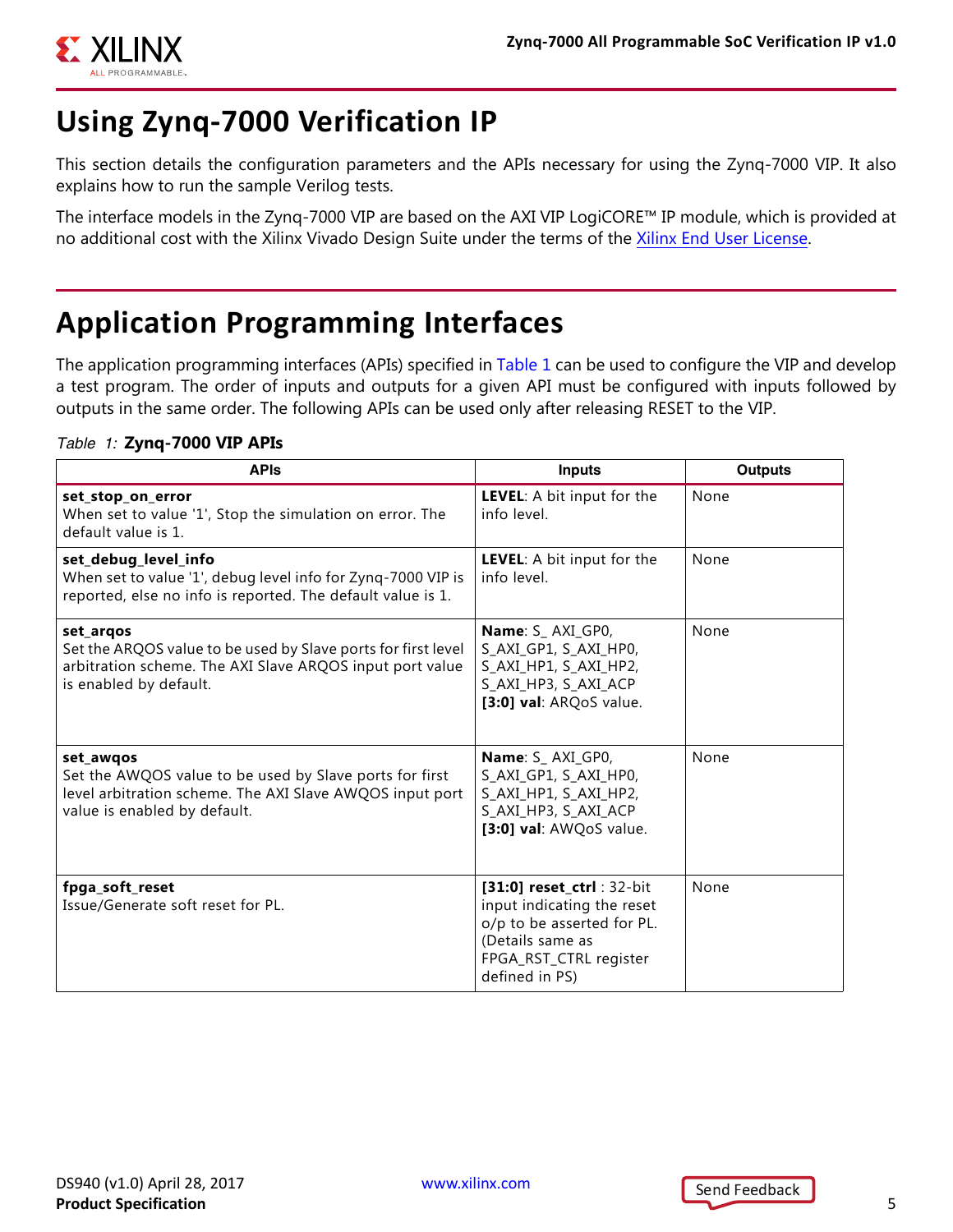# Using Zynq-7000 Verification IP

This section details the configuration parameters and the APIs necessary for using the Zynq-7000 VIP. It also explains how to run the sample Verilog tests.

The interface models in the Zynq-7000 VIP are based on the AXI VIP LogiCORE™ IP module, which is provided at no additional cost with the Xilinx Vivado Design Suite under the terms of the Xilinx End User License.

# Application Programming Interfaces

The application programming interfaces (APIs) specified in Table 1 can be used to configure the VIP and develop a test program. The order of inputs and outputs for a given API must be configured with inputs followed by outputs in the same order. The following APIs can be used only after releasing RESET to the VIP.

*Table 1:* **Zynq-7000 VIP APIs**

| APIs | Inputs | Outputs |
|---|---|---|
| **set_stop_on_error**<br>When set to value '1', Stop the simulation on error. The default value is 1. | **LEVEL**: A bit input for the info level. | None |
| **set_debug_level_info**<br>When set to value '1', debug level info for Zynq-7000 VIP is reported, else no info is reported. The default value is 1. | **LEVEL**: A bit input for the info level. | None |
| **set_arqos**<br>Set the ARQOS value to be used by Slave ports for first level arbitration scheme. The AXI Slave ARQOS input port value is enabled by default. | **Name**: S_ AXI_GP0, S_AXI_GP1, S_AXI_HP0, S_AXI_HP1, S_AXI_HP2, S_AXI_HP3, S_AXI_ACP<br>**[3:0] val**: ARQoS value. | None |
| **set_awqos**<br>Set the AWQOS value to be used by Slave ports for first level arbitration scheme. The AXI Slave AWQOS input port value is enabled by default. | **Name**: S_ AXI_GP0, S_AXI_GP1, S_AXI_HP0, S_AXI_HP1, S_AXI_HP2, S_AXI_HP3, S_AXI_ACP<br>**[3:0] val**: AWQoS value. | None |
| **fpga_soft_reset**<br>Issue/Generate soft reset for PL. | **[31:0] reset_ctrl** : 32-bit input indicating the reset o/p to be asserted for PL. (Details same as FPGA_RST_CTRL register defined in PS) | None |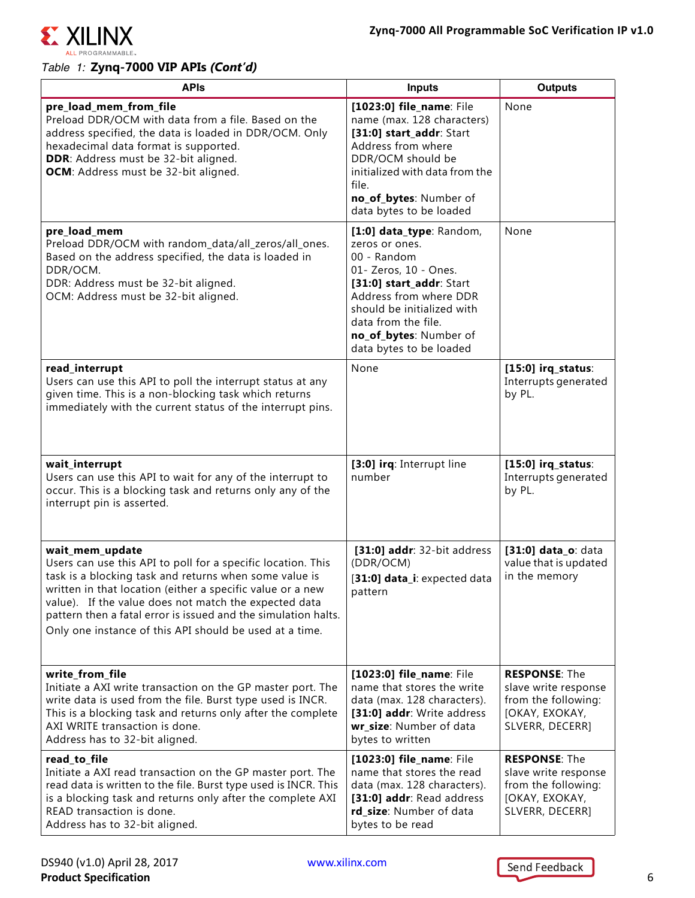Table 1: **Zynq-7000 VIP APIs *(Cont'd)***

| APIs | Inputs | Outputs |
|---|---|---|
| **pre_load_mem_from_file**<br>Preload DDR/OCM with data from a file. Based on the address specified, the data is loaded in DDR/OCM. Only hexadecimal data format is supported.<br>**DDR**: Address must be 32-bit aligned.<br>**OCM**: Address must be 32-bit aligned. | **[1023:0] file_name**: File name (max. 128 characters)<br>**[31:0] start_addr**: Start Address from where DDR/OCM should be initialized with data from the file.<br>**no_of_bytes**: Number of data bytes to be loaded | None |
| **pre_load_mem**<br>Preload DDR/OCM with random_data/all_zeros/all_ones. Based on the address specified, the data is loaded in DDR/OCM.<br>DDR: Address must be 32-bit aligned.<br>OCM: Address must be 32-bit aligned. | **[1:0] data_type**: Random, zeros or ones.<br>00 - Random<br>01- Zeros, 10 - Ones.<br>**[31:0] start_addr**: Start Address from where DDR should be initialized with data from the file.<br>**no_of_bytes**: Number of data bytes to be loaded | None |
| **read_interrupt**<br>Users can use this API to poll the interrupt status at any given time. This is a non-blocking task which returns immediately with the current status of the interrupt pins. | None | **[15:0] irq_status**: Interrupts generated by PL. |
| **wait_interrupt**<br>Users can use this API to wait for any of the interrupt to occur. This is a blocking task and returns only any of the interrupt pin is asserted. | **[3:0] irq**: Interrupt line number | **[15:0] irq_status**: Interrupts generated by PL. |
| **wait_mem_update**<br>Users can use this API to poll for a specific location. This task is a blocking task and returns when some value is written in that location (either a specific value or a new value). If the value does not match the expected data pattern then a fatal error is issued and the simulation halts.<br>Only one instance of this API should be used at a time. | **[31:0] addr**: 32-bit address (DDR/OCM)<br>**[31:0] data_i**: expected data pattern | **[31:0] data_o**: data value that is updated in the memory |
| **write_from_file**<br>Initiate a AXI write transaction on the GP master port. The write data is used from the file. Burst type used is INCR. This is a blocking task and returns only after the complete AXI WRITE transaction is done.<br>Address has to 32-bit aligned. | **[1023:0] file_name**: File name that stores the write data (max. 128 characters).<br>**[31:0] addr**: Write address<br>**wr_size**: Number of data bytes to written | **RESPONSE**: The slave write response from the following: [OKAY, EXOKAY, SLVERR, DECERR] |
| **read_to_file**<br>Initiate a AXI read transaction on the GP master port. The read data is written to the file. Burst type used is INCR. This is a blocking task and returns only after the complete AXI READ transaction is done.<br>Address has to 32-bit aligned. | **[1023:0] file_name**: File name that stores the read data (max. 128 characters).<br>**[31:0] addr**: Read address<br>**rd_size**: Number of data bytes to be read | **RESPONSE**: The slave write response from the following: [OKAY, EXOKAY, SLVERR, DECERR] |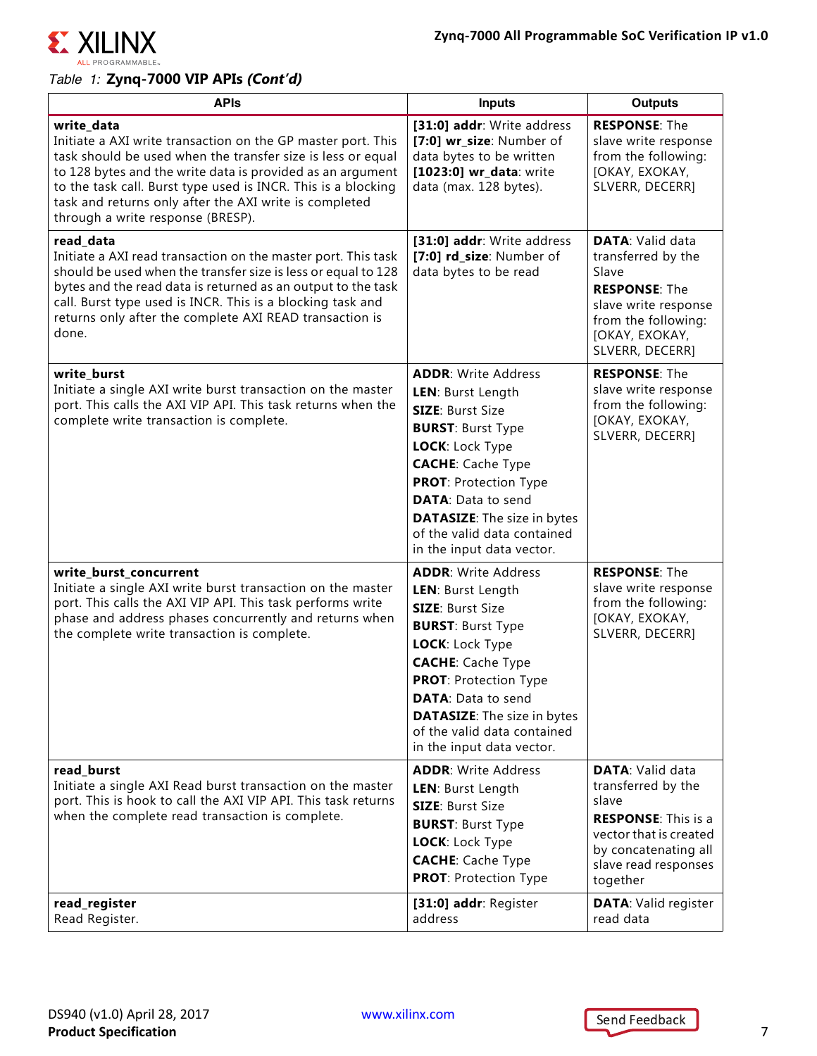*Table 1:* **Zynq-7000 VIP APIs *(Cont'd)***

| APIs | Inputs | Outputs |
|---|---|---|
| **write_data**<br>Initiate a AXI write transaction on the GP master port. This task should be used when the transfer size is less or equal to 128 bytes and the write data is provided as an argument to the task call. Burst type used is INCR. This is a blocking task and returns only after the AXI write is completed through a write response (BRESP). | **[31:0] addr**: Write address<br>**[7:0] wr_size**: Number of data bytes to be written<br>**[1023:0] wr_data**: write data (max. 128 bytes). | **RESPONSE**: The slave write response from the following: [OKAY, EXOKAY, SLVERR, DECERR] |
| **read_data**<br>Initiate a AXI read transaction on the master port. This task should be used when the transfer size is less or equal to 128 bytes and the read data is returned as an output to the task call. Burst type used is INCR. This is a blocking task and returns only after the complete AXI READ transaction is done. | **[31:0] addr**: Write address<br>**[7:0] rd_size**: Number of data bytes to be read | **DATA**: Valid data transferred by the Slave<br>**RESPONSE**: The slave write response from the following: [OKAY, EXOKAY, SLVERR, DECERR] |
| **write_burst**<br>Initiate a single AXI write burst transaction on the master port. This calls the AXI VIP API. This task returns when the complete write transaction is complete. | **ADDR**: Write Address<br>**LEN**: Burst Length<br>**SIZE**: Burst Size<br>**BURST**: Burst Type<br>**LOCK**: Lock Type<br>**CACHE**: Cache Type<br>**PROT**: Protection Type<br>**DATA**: Data to send<br>**DATASIZE**: The size in bytes of the valid data contained in the input data vector. | **RESPONSE**: The slave write response from the following: [OKAY, EXOKAY, SLVERR, DECERR] |
| **write_burst_concurrent**<br>Initiate a single AXI write burst transaction on the master port. This calls the AXI VIP API. This task performs write phase and address phases concurrently and returns when the complete write transaction is complete. | **ADDR**: Write Address<br>**LEN**: Burst Length<br>**SIZE**: Burst Size<br>**BURST**: Burst Type<br>**LOCK**: Lock Type<br>**CACHE**: Cache Type<br>**PROT**: Protection Type<br>**DATA**: Data to send<br>**DATASIZE**: The size in bytes of the valid data contained in the input data vector. | **RESPONSE**: The slave write response from the following: [OKAY, EXOKAY, SLVERR, DECERR] |
| **read_burst**<br>Initiate a single AXI Read burst transaction on the master port. This is hook to call the AXI VIP API. This task returns when the complete read transaction is complete. | **ADDR**: Write Address<br>**LEN**: Burst Length<br>**SIZE**: Burst Size<br>**BURST**: Burst Type<br>**LOCK**: Lock Type<br>**CACHE**: Cache Type<br>**PROT**: Protection Type | **DATA**: Valid data transferred by the slave<br>**RESPONSE**: This is a vector that is created by concatenating all slave read responses together |
| **read_register**<br>Read Register. | **[31:0] addr**: Register address | **DATA**: Valid register read data |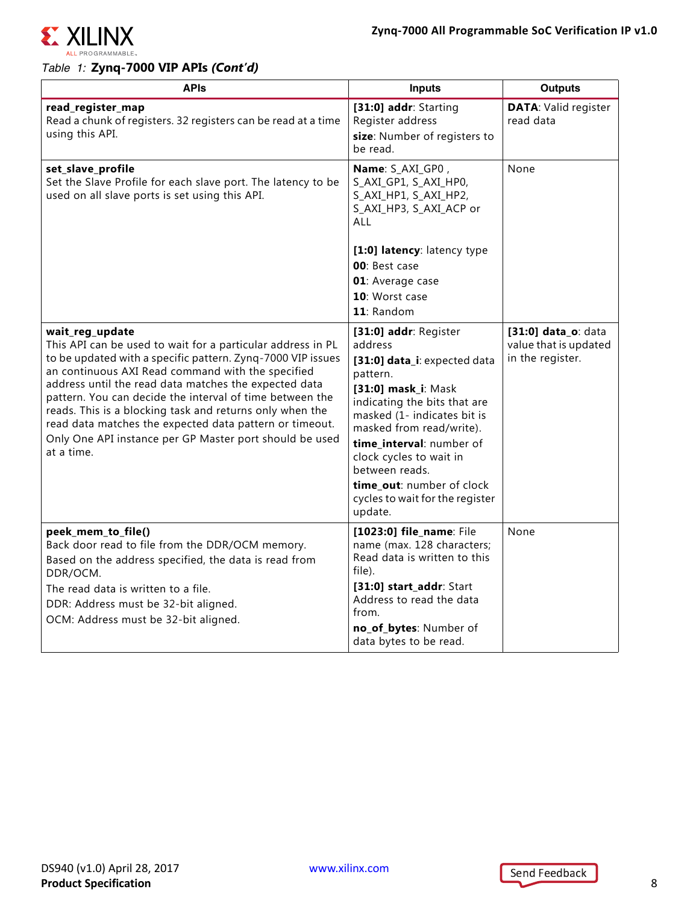*Table 1:* **Zynq-7000 VIP APIs *(Cont'd)***

| APIs | Inputs | Outputs |
|---|---|---|
| **read_register_map**<br>Read a chunk of registers. 32 registers can be read at a time using this API. | **[31:0] addr**: Starting Register address<br>**size**: Number of registers to be read. | **DATA**: Valid register read data |
| **set_slave_profile**<br>Set the Slave Profile for each slave port. The latency to be used on all slave ports is set using this API. | **Name**: S_AXI_GP0 , S_AXI_GP1, S_AXI_HP0, S_AXI_HP1, S_AXI_HP2, S_AXI_HP3, S_AXI_ACP or ALL<br><br>**[1:0] latency**: latency type<br>**00**: Best case<br>**01**: Average case<br>**10**: Worst case<br>**11**: Random | None |
| **wait_reg_update**<br>This API can be used to wait for a particular address in PL to be updated with a specific pattern. Zynq-7000 VIP issues an continuous AXI Read command with the specified address until the read data matches the expected data pattern. You can decide the interval of time between the reads. This is a blocking task and returns only when the read data matches the expected data pattern or timeout.<br>Only One API instance per GP Master port should be used at a time. | **[31:0] addr**: Register address<br>**[31:0] data_i**: expected data pattern.<br>**[31:0] mask_i**: Mask indicating the bits that are masked (1- indicates bit is masked from read/write).<br>**time_interval**: number of clock cycles to wait in between reads.<br>**time_out**: number of clock cycles to wait for the register update. | **[31:0] data_o**: data value that is updated in the register. |
| **peek_mem_to_file()**<br>Back door read to file from the DDR/OCM memory.<br>Based on the address specified, the data is read from DDR/OCM.<br>The read data is written to a file.<br>DDR: Address must be 32-bit aligned.<br>OCM: Address must be 32-bit aligned. | **[1023:0] file_name**: File name (max. 128 characters; Read data is written to this file).<br>**[31:0] start_addr**: Start Address to read the data from.<br>**no_of_bytes**: Number of data bytes to be read. | None |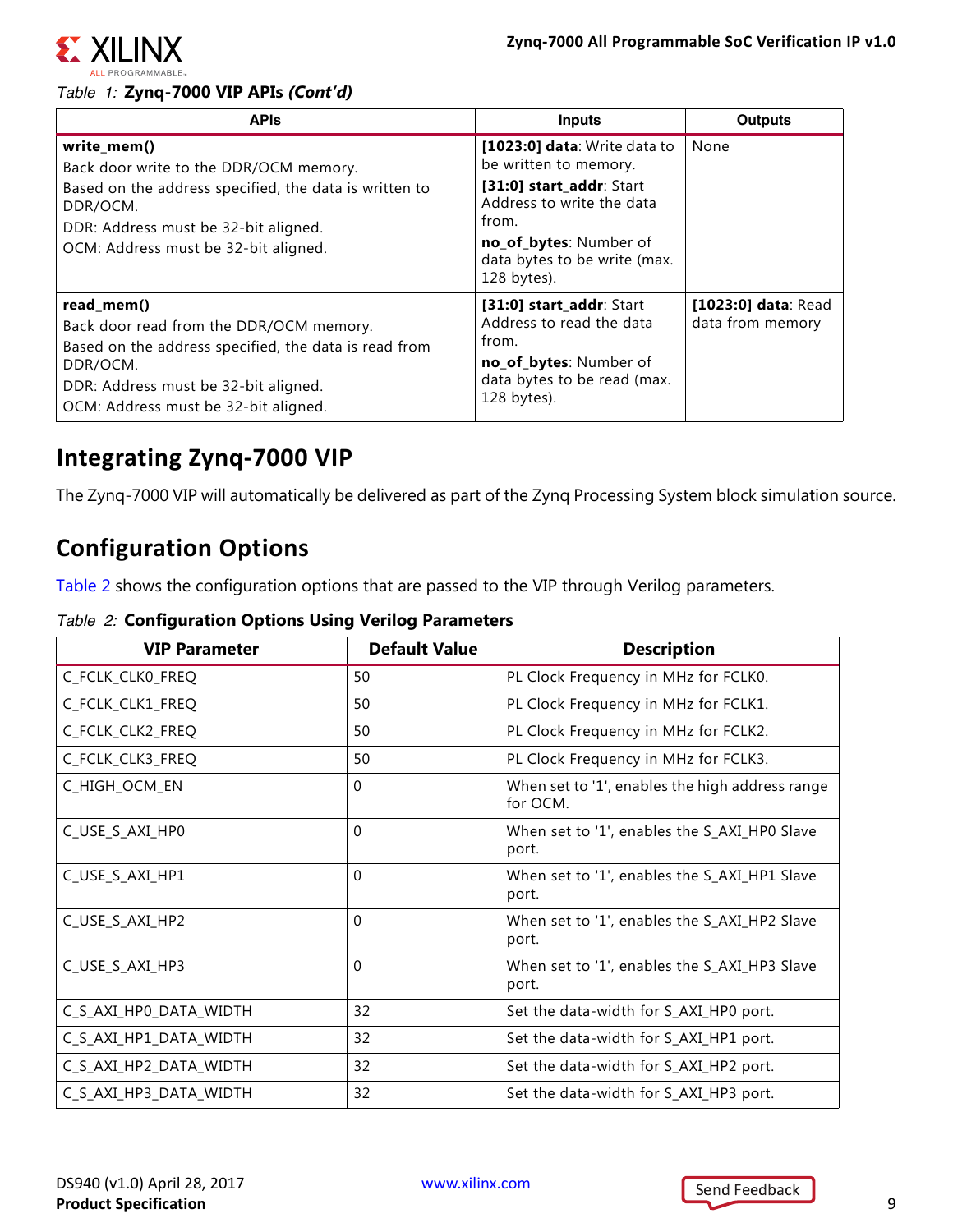Table 1: **Zynq-7000 VIP APIs *(Cont'd)***

| APIs | Inputs | Outputs |
|---|---|---|
| **write_mem()**<br>Back door write to the DDR/OCM memory.<br>Based on the address specified, the data is written to DDR/OCM.<br>DDR: Address must be 32-bit aligned.<br>OCM: Address must be 32-bit aligned. | **[1023:0] data**: Write data to be written to memory.<br>**[31:0] start_addr**: Start Address to write the data from.<br>**no_of_bytes**: Number of data bytes to be write (max. 128 bytes). | None |
| **read_mem()**<br>Back door read from the DDR/OCM memory.<br>Based on the address specified, the data is read from DDR/OCM.<br>DDR: Address must be 32-bit aligned.<br>OCM: Address must be 32-bit aligned. | **[31:0] start_addr**: Start Address to read the data from.<br>**no_of_bytes**: Number of data bytes to be read (max. 128 bytes). | **[1023:0] data**: Read data from memory |

## Integrating Zynq-7000 VIP

The Zynq-7000 VIP will automatically be delivered as part of the Zynq Processing System block simulation source.

## Configuration Options

Table 2 shows the configuration options that are passed to the VIP through Verilog parameters.

Table 2: **Configuration Options Using Verilog Parameters**

| VIP Parameter | Default Value | Description |
|---|---|---|
| C_FCLK_CLK0_FREQ | 50 | PL Clock Frequency in MHz for FCLK0. |
| C_FCLK_CLK1_FREQ | 50 | PL Clock Frequency in MHz for FCLK1. |
| C_FCLK_CLK2_FREQ | 50 | PL Clock Frequency in MHz for FCLK2. |
| C_FCLK_CLK3_FREQ | 50 | PL Clock Frequency in MHz for FCLK3. |
| C_HIGH_OCM_EN | 0 | When set to '1', enables the high address range for OCM. |
| C_USE_S_AXI_HP0 | 0 | When set to '1', enables the S_AXI_HP0 Slave port. |
| C_USE_S_AXI_HP1 | 0 | When set to '1', enables the S_AXI_HP1 Slave port. |
| C_USE_S_AXI_HP2 | 0 | When set to '1', enables the S_AXI_HP2 Slave port. |
| C_USE_S_AXI_HP3 | 0 | When set to '1', enables the S_AXI_HP3 Slave port. |
| C_S_AXI_HP0_DATA_WIDTH | 32 | Set the data-width for S_AXI_HP0 port. |
| C_S_AXI_HP1_DATA_WIDTH | 32 | Set the data-width for S_AXI_HP1 port. |
| C_S_AXI_HP2_DATA_WIDTH | 32 | Set the data-width for S_AXI_HP2 port. |
| C_S_AXI_HP3_DATA_WIDTH | 32 | Set the data-width for S_AXI_HP3 port. |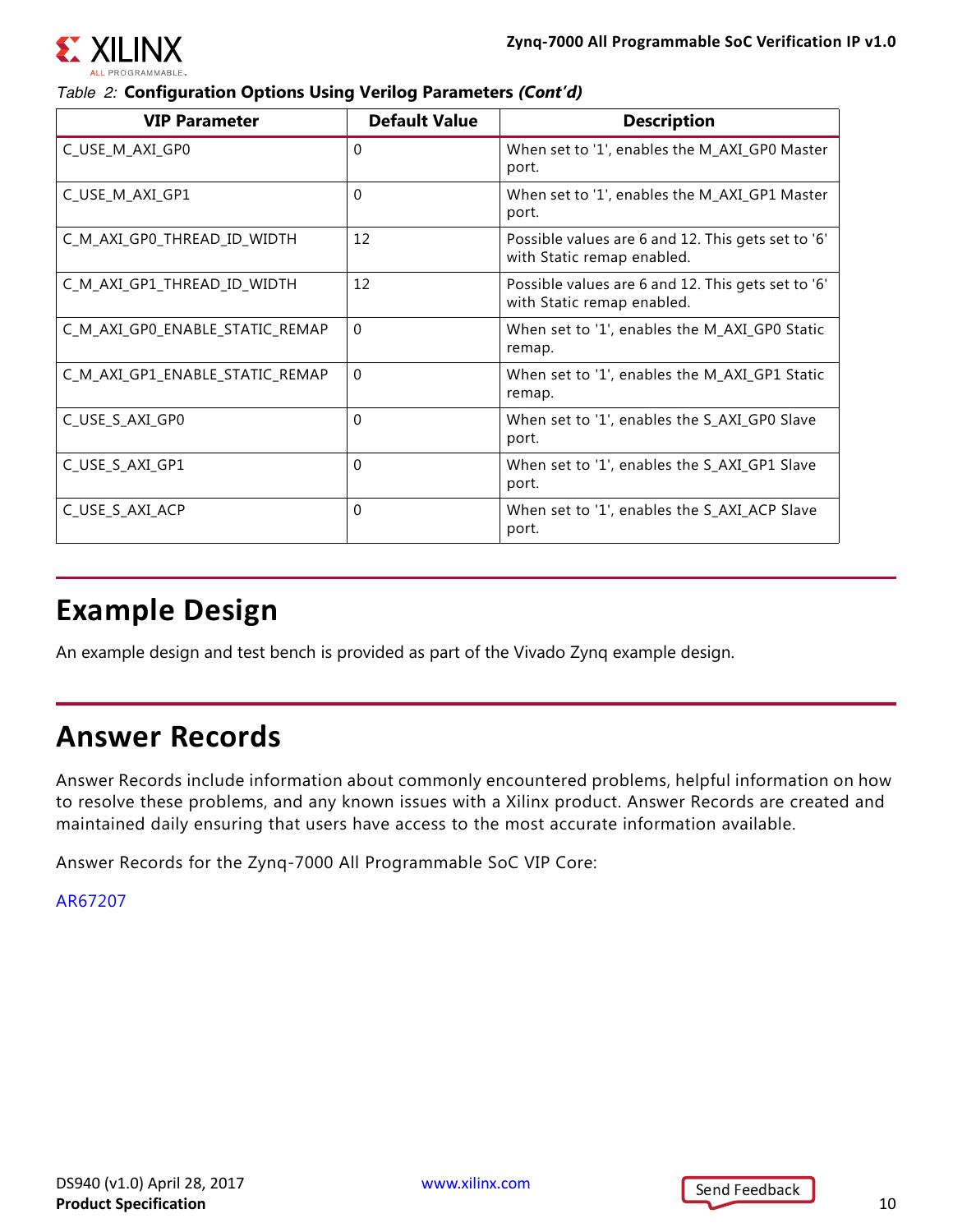*Table 2:* **Configuration Options Using Verilog Parameters *(Cont'd)***

| VIP Parameter | Default Value | Description |
|---|---|---|
| C_USE_M_AXI_GP0 | 0 | When set to '1', enables the M_AXI_GP0 Master port. |
| C_USE_M_AXI_GP1 | 0 | When set to '1', enables the M_AXI_GP1 Master port. |
| C_M_AXI_GP0_THREAD_ID_WIDTH | 12 | Possible values are 6 and 12. This gets set to '6' with Static remap enabled. |
| C_M_AXI_GP1_THREAD_ID_WIDTH | 12 | Possible values are 6 and 12. This gets set to '6' with Static remap enabled. |
| C_M_AXI_GP0_ENABLE_STATIC_REMAP | 0 | When set to '1', enables the M_AXI_GP0 Static remap. |
| C_M_AXI_GP1_ENABLE_STATIC_REMAP | 0 | When set to '1', enables the M_AXI_GP1 Static remap. |
| C_USE_S_AXI_GP0 | 0 | When set to '1', enables the S_AXI_GP0 Slave port. |
| C_USE_S_AXI_GP1 | 0 | When set to '1', enables the S_AXI_GP1 Slave port. |
| C_USE_S_AXI_ACP | 0 | When set to '1', enables the S_AXI_ACP Slave port. |

## Example Design

An example design and test bench is provided as part of the Vivado Zynq example design.

## Answer Records

Answer Records include information about commonly encountered problems, helpful information on how to resolve these problems, and any known issues with a Xilinx product. Answer Records are created and maintained daily ensuring that users have access to the most accurate information available.

Answer Records for the Zynq-7000 All Programmable SoC VIP Core:

AR67207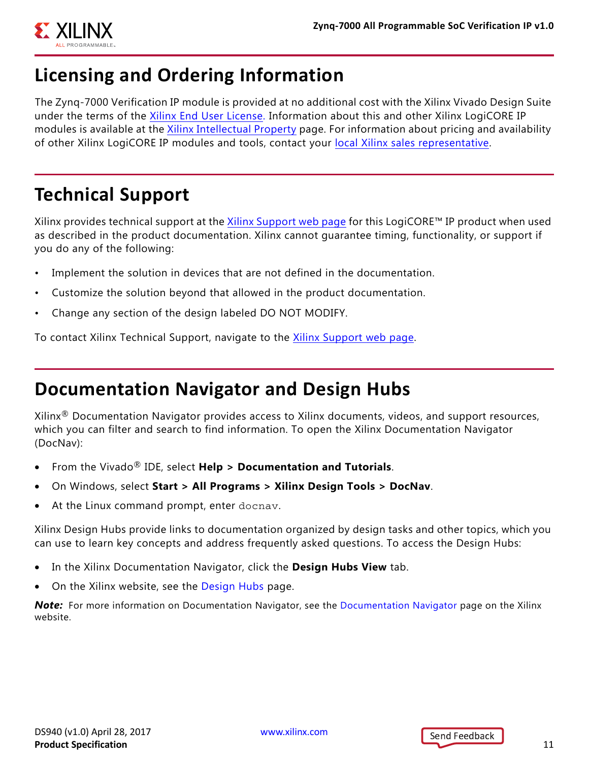## Licensing and Ordering Information

The Zynq-7000 Verification IP module is provided at no additional cost with the Xilinx Vivado Design Suite under the terms of the Xilinx End User License. Information about this and other Xilinx LogiCORE IP modules is available at the Xilinx Intellectual Property page. For information about pricing and availability of other Xilinx LogiCORE IP modules and tools, contact your local Xilinx sales representative.

## Technical Support

Xilinx provides technical support at the Xilinx Support web page for this LogiCORE™ IP product when used as described in the product documentation. Xilinx cannot guarantee timing, functionality, or support if you do any of the following:

- Implement the solution in devices that are not defined in the documentation.
- Customize the solution beyond that allowed in the product documentation.
- Change any section of the design labeled DO NOT MODIFY.

To contact Xilinx Technical Support, navigate to the Xilinx Support web page.

## Documentation Navigator and Design Hubs

Xilinx® Documentation Navigator provides access to Xilinx documents, videos, and support resources, which you can filter and search to find information. To open the Xilinx Documentation Navigator (DocNav):

- From the Vivado® IDE, select **Help > Documentation and Tutorials**.
- On Windows, select **Start > All Programs > Xilinx Design Tools > DocNav**.
- At the Linux command prompt, enter `docnav`.

Xilinx Design Hubs provide links to documentation organized by design tasks and other topics, which you can use to learn key concepts and address frequently asked questions. To access the Design Hubs:

- In the Xilinx Documentation Navigator, click the **Design Hubs View** tab.
- On the Xilinx website, see the Design Hubs page.

***Note:*** For more information on Documentation Navigator, see the Documentation Navigator page on the Xilinx website.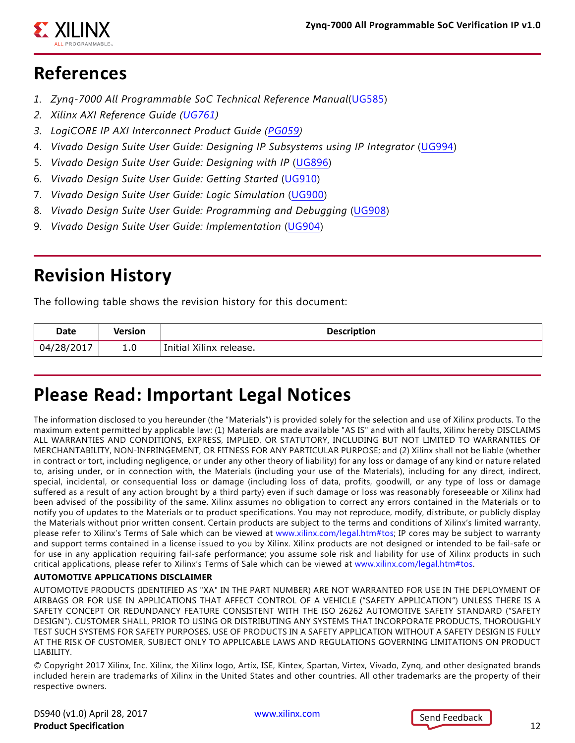## References

1. *Zynq-7000 All Programmable SoC Technical Reference Manual*(UG585)
2. *Xilinx AXI Reference Guide (UG761)*
3. *LogiCORE IP AXI Interconnect Product Guide (PG059)*
4. *Vivado Design Suite User Guide: Designing IP Subsystems using IP Integrator* (UG994)
5. *Vivado Design Suite User Guide: Designing with IP* (UG896)
6. *Vivado Design Suite User Guide: Getting Started* (UG910)
7. *Vivado Design Suite User Guide: Logic Simulation* (UG900)
8. *Vivado Design Suite User Guide: Programming and Debugging* (UG908)
9. *Vivado Design Suite User Guide: Implementation* (UG904)

## Revision History

The following table shows the revision history for this document:

| Date | Version | Description |
|---|---|---|
| 04/28/2017 | 1.0 | Initial Xilinx release. |

## Please Read: Important Legal Notices

The information disclosed to you hereunder (the "Materials") is provided solely for the selection and use of Xilinx products. To the maximum extent permitted by applicable law: (1) Materials are made available "AS IS" and with all faults, Xilinx hereby DISCLAIMS ALL WARRANTIES AND CONDITIONS, EXPRESS, IMPLIED, OR STATUTORY, INCLUDING BUT NOT LIMITED TO WARRANTIES OF MERCHANTABILITY, NON-INFRINGEMENT, OR FITNESS FOR ANY PARTICULAR PURPOSE; and (2) Xilinx shall not be liable (whether in contract or tort, including negligence, or under any other theory of liability) for any loss or damage of any kind or nature related to, arising under, or in connection with, the Materials (including your use of the Materials), including for any direct, indirect, special, incidental, or consequential loss or damage (including loss of data, profits, goodwill, or any type of loss or damage suffered as a result of any action brought by a third party) even if such damage or loss was reasonably foreseeable or Xilinx had been advised of the possibility of the same. Xilinx assumes no obligation to correct any errors contained in the Materials or to notify you of updates to the Materials or to product specifications. You may not reproduce, modify, distribute, or publicly display the Materials without prior written consent. Certain products are subject to the terms and conditions of Xilinx's limited warranty, please refer to Xilinx's Terms of Sale which can be viewed at www.xilinx.com/legal.htm#tos; IP cores may be subject to warranty and support terms contained in a license issued to you by Xilinx. Xilinx products are not designed or intended to be fail-safe or for use in any application requiring fail-safe performance; you assume sole risk and liability for use of Xilinx products in such critical applications, please refer to Xilinx's Terms of Sale which can be viewed at www.xilinx.com/legal.htm#tos.

**AUTOMOTIVE APPLICATIONS DISCLAIMER**

AUTOMOTIVE PRODUCTS (IDENTIFIED AS "XA" IN THE PART NUMBER) ARE NOT WARRANTED FOR USE IN THE DEPLOYMENT OF AIRBAGS OR FOR USE IN APPLICATIONS THAT AFFECT CONTROL OF A VEHICLE ("SAFETY APPLICATION") UNLESS THERE IS A SAFETY CONCEPT OR REDUNDANCY FEATURE CONSISTENT WITH THE ISO 26262 AUTOMOTIVE SAFETY STANDARD ("SAFETY DESIGN"). CUSTOMER SHALL, PRIOR TO USING OR DISTRIBUTING ANY SYSTEMS THAT INCORPORATE PRODUCTS, THOROUGHLY TEST SUCH SYSTEMS FOR SAFETY PURPOSES. USE OF PRODUCTS IN A SAFETY APPLICATION WITHOUT A SAFETY DESIGN IS FULLY AT THE RISK OF CUSTOMER, SUBJECT ONLY TO APPLICABLE LAWS AND REGULATIONS GOVERNING LIMITATIONS ON PRODUCT LIABILITY.

© Copyright 2017 Xilinx, Inc. Xilinx, the Xilinx logo, Artix, ISE, Kintex, Spartan, Virtex, Vivado, Zynq, and other designated brands included herein are trademarks of Xilinx in the United States and other countries. All other trademarks are the property of their respective owners.